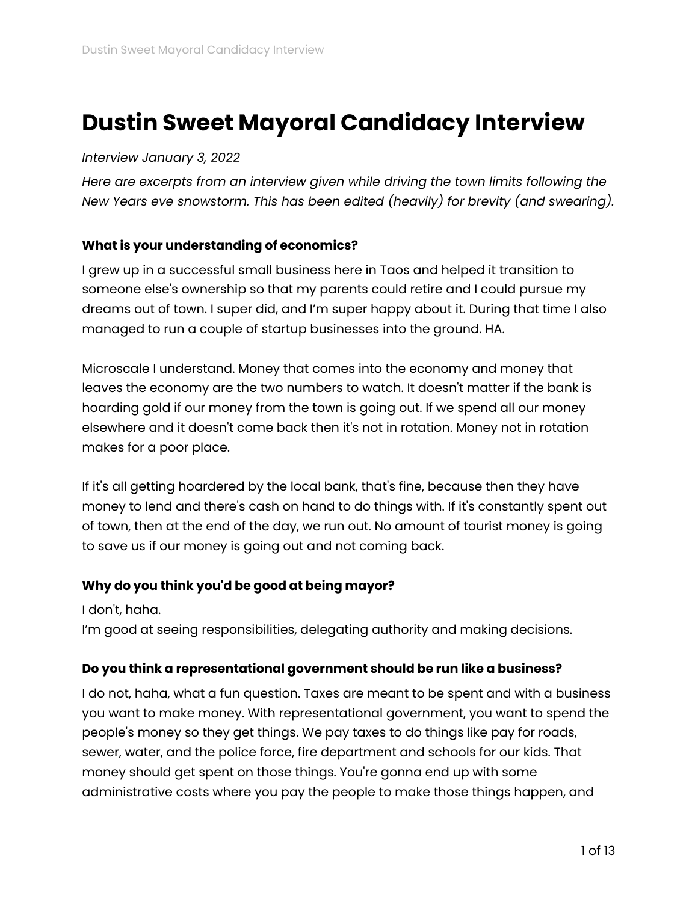# Dustin Sweet Mayoral Candidacy Interview

*Interview January 3, 2022*

*Here are excerpts from an interview given while driving the town limits following the New Years eve snowstorm. This has been edited (heavily) for brevity (and swearing).*

**What is your understanding of economics?**

I grew up in a successful small business here in Taos and helped it transition to someone else's ownership so that my parents could retire and I could pursue my dreams out of town. I super did, and I'm super happy about it. During that time I also managed to run a couple of startup businesses into the ground. HA.

Microscale I understand. Money that comes into the economy and money that leaves the economy are the two numbers to watch. It doesn't matter if the bank is hoarding gold if our money from the town is going out. If we spend all our money elsewhere and it doesn't come back then it's not in rotation. Money not in rotation makes for a poor place.

If it's all getting hoardered by the local bank, that's fine, because then they have money to lend and there's cash on hand to do things with. If it's constantly spent out of town, then at the end of the day, we run out. No amount of tourist money is going to save us if our money is going out and not coming back.

**Why do you think you'd be good at being mayor?**

I don't, haha.
I'm good at seeing responsibilities, delegating authority and making decisions.

**Do you think a representational government should be run like a business?**

I do not, haha, what a fun question. Taxes are meant to be spent and with a business you want to make money. With representational government, you want to spend the people's money so they get things. We pay taxes to do things like pay for roads, sewer, water, and the police force, fire department and schools for our kids. That money should get spent on those things. You're gonna end up with some administrative costs where you pay the people to make those things happen, and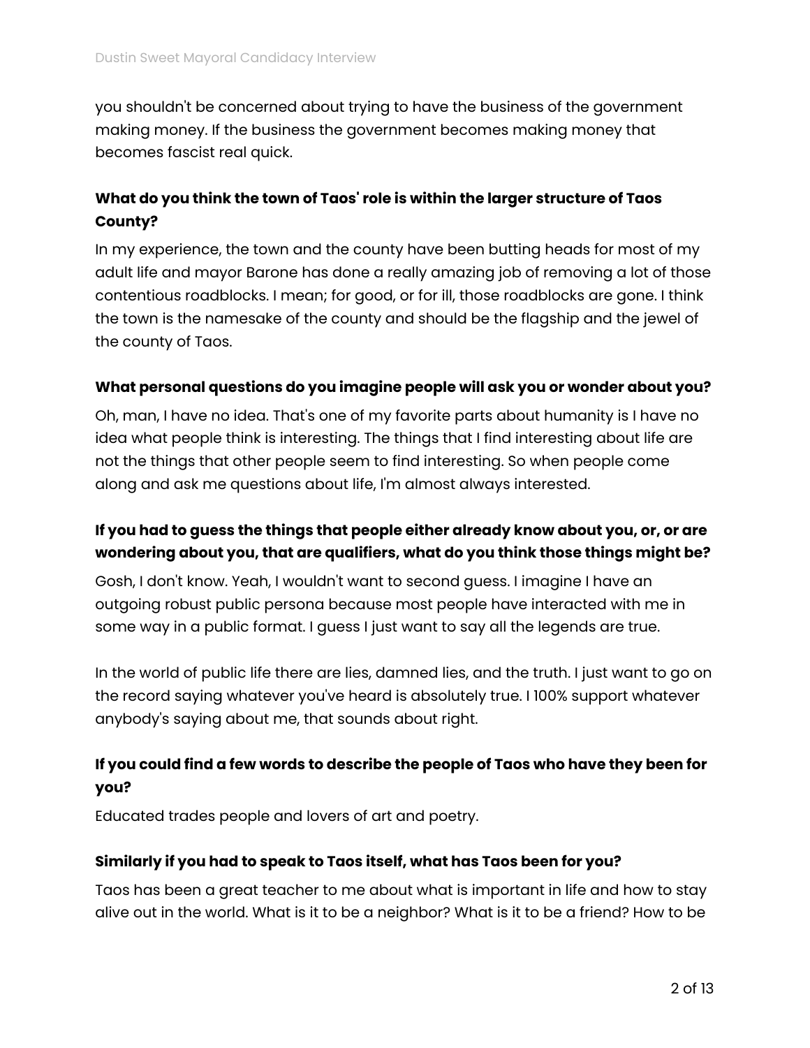you shouldn't be concerned about trying to have the business of the government making money. If the business the government becomes making money that becomes fascist real quick.

**What do you think the town of Taos' role is within the larger structure of Taos County?**

In my experience, the town and the county have been butting heads for most of my adult life and mayor Barone has done a really amazing job of removing a lot of those contentious roadblocks. I mean; for good, or for ill, those roadblocks are gone. I think the town is the namesake of the county and should be the flagship and the jewel of the county of Taos.

**What personal questions do you imagine people will ask you or wonder about you?**

Oh, man, I have no idea. That's one of my favorite parts about humanity is I have no idea what people think is interesting. The things that I find interesting about life are not the things that other people seem to find interesting. So when people come along and ask me questions about life, I'm almost always interested.

**If you had to guess the things that people either already know about you, or, or are wondering about you, that are qualifiers, what do you think those things might be?**

Gosh, I don't know. Yeah, I wouldn't want to second guess. I imagine I have an outgoing robust public persona because most people have interacted with me in some way in a public format. I guess I just want to say all the legends are true.

In the world of public life there are lies, damned lies, and the truth. I just want to go on the record saying whatever you've heard is absolutely true. I 100% support whatever anybody's saying about me, that sounds about right.

**If you could find a few words to describe the people of Taos who have they been for you?**

Educated trades people and lovers of art and poetry.

**Similarly if you had to speak to Taos itself, what has Taos been for you?**

Taos has been a great teacher to me about what is important in life and how to stay alive out in the world. What is it to be a neighbor? What is it to be a friend? How to be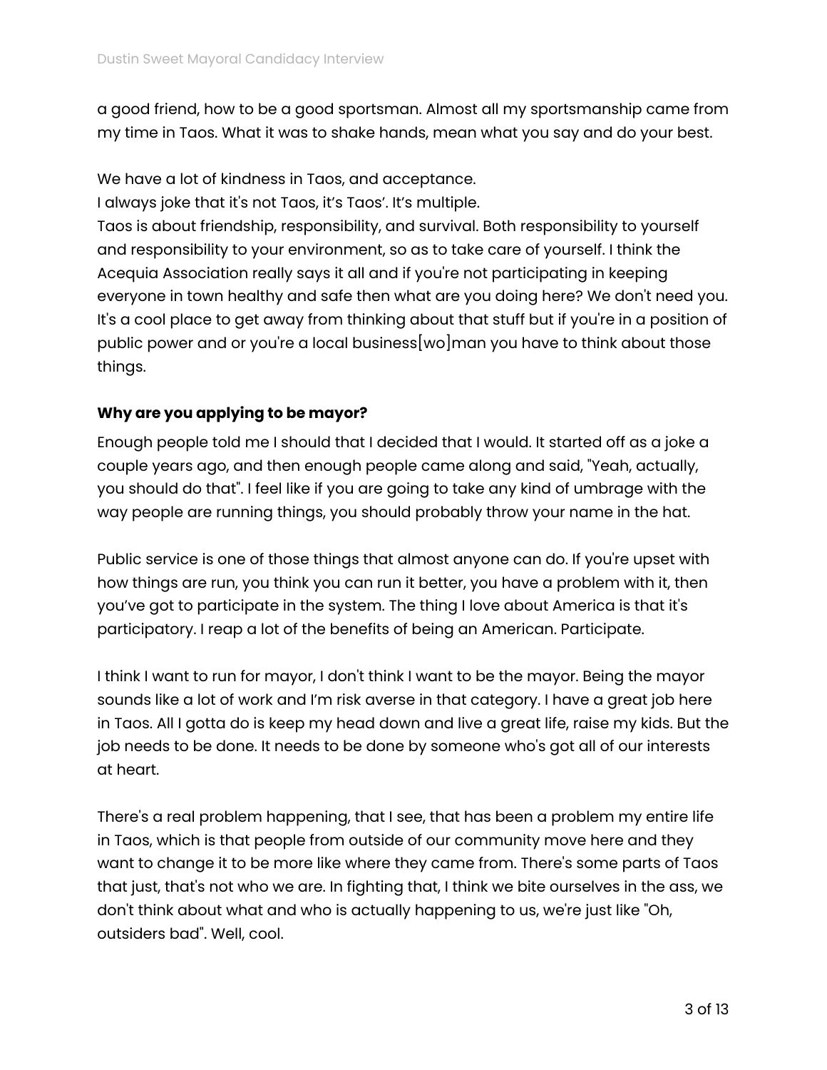a good friend, how to be a good sportsman. Almost all my sportsmanship came from my time in Taos. What it was to shake hands, mean what you say and do your best.

We have a lot of kindness in Taos, and acceptance.
I always joke that it's not Taos, it's Taos'. It's multiple.
Taos is about friendship, responsibility, and survival. Both responsibility to yourself and responsibility to your environment, so as to take care of yourself. I think the Acequia Association really says it all and if you're not participating in keeping everyone in town healthy and safe then what are you doing here? We don't need you. It's a cool place to get away from thinking about that stuff but if you're in a position of public power and or you're a local business[wo]man you have to think about those things.

**Why are you applying to be mayor?**

Enough people told me I should that I decided that I would. It started off as a joke a couple years ago, and then enough people came along and said, "Yeah, actually, you should do that". I feel like if you are going to take any kind of umbrage with the way people are running things, you should probably throw your name in the hat.

Public service is one of those things that almost anyone can do. If you're upset with how things are run, you think you can run it better, you have a problem with it, then you've got to participate in the system. The thing I love about America is that it's participatory. I reap a lot of the benefits of being an American. Participate.

I think I want to run for mayor, I don't think I want to be the mayor. Being the mayor sounds like a lot of work and I'm risk averse in that category. I have a great job here in Taos. All I gotta do is keep my head down and live a great life, raise my kids. But the job needs to be done. It needs to be done by someone who's got all of our interests at heart.

There's a real problem happening, that I see, that has been a problem my entire life in Taos, which is that people from outside of our community move here and they want to change it to be more like where they came from. There's some parts of Taos that just, that's not who we are. In fighting that, I think we bite ourselves in the ass, we don't think about what and who is actually happening to us, we're just like "Oh, outsiders bad". Well, cool.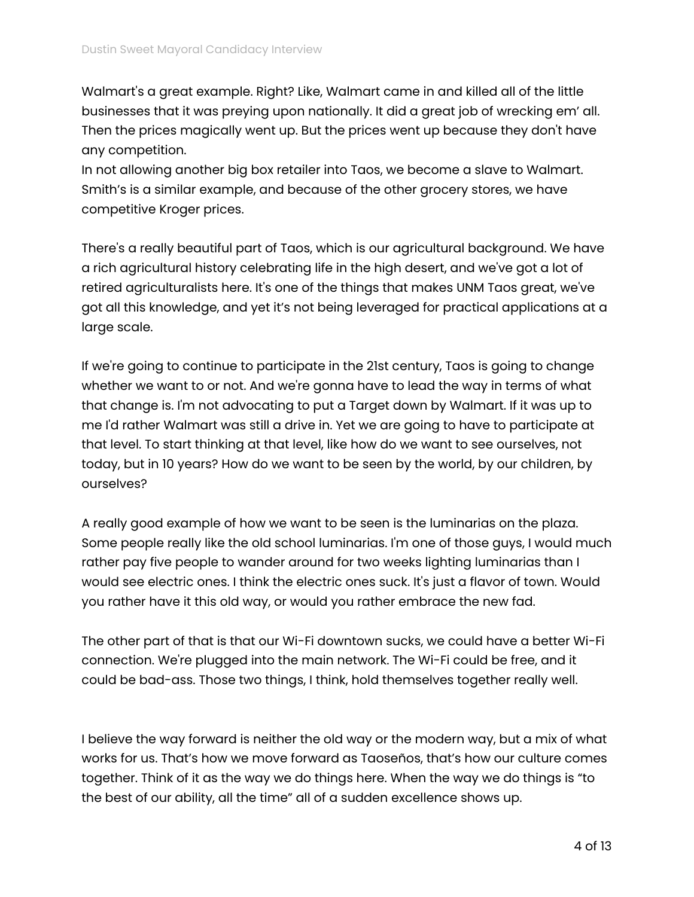Walmart's a great example. Right? Like, Walmart came in and killed all of the little businesses that it was preying upon nationally. It did a great job of wrecking em' all. Then the prices magically went up. But the prices went up because they don't have any competition.
In not allowing another big box retailer into Taos, we become a slave to Walmart. Smith's is a similar example, and because of the other grocery stores, we have competitive Kroger prices.

There's a really beautiful part of Taos, which is our agricultural background. We have a rich agricultural history celebrating life in the high desert, and we've got a lot of retired agriculturalists here. It's one of the things that makes UNM Taos great, we've got all this knowledge, and yet it's not being leveraged for practical applications at a large scale.

If we're going to continue to participate in the 21st century, Taos is going to change whether we want to or not. And we're gonna have to lead the way in terms of what that change is. I'm not advocating to put a Target down by Walmart. If it was up to me I'd rather Walmart was still a drive in. Yet we are going to have to participate at that level. To start thinking at that level, like how do we want to see ourselves, not today, but in 10 years? How do we want to be seen by the world, by our children, by ourselves?

A really good example of how we want to be seen is the luminarias on the plaza. Some people really like the old school luminarias. I'm one of those guys, I would much rather pay five people to wander around for two weeks lighting luminarias than I would see electric ones. I think the electric ones suck. It's just a flavor of town. Would you rather have it this old way, or would you rather embrace the new fad.

The other part of that is that our Wi-Fi downtown sucks, we could have a better Wi-Fi connection. We're plugged into the main network. The Wi-Fi could be free, and it could be bad-ass. Those two things, I think, hold themselves together really well.

I believe the way forward is neither the old way or the modern way, but a mix of what works for us. That's how we move forward as Taoseños, that's how our culture comes together. Think of it as the way we do things here. When the way we do things is "to the best of our ability, all the time" all of a sudden excellence shows up.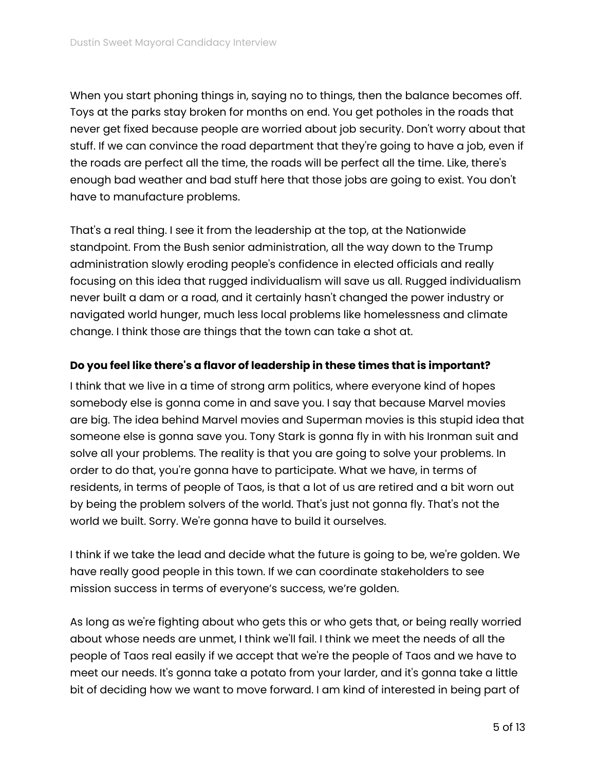When you start phoning things in, saying no to things, then the balance becomes off. Toys at the parks stay broken for months on end. You get potholes in the roads that never get fixed because people are worried about job security. Don't worry about that stuff. If we can convince the road department that they're going to have a job, even if the roads are perfect all the time, the roads will be perfect all the time. Like, there's enough bad weather and bad stuff here that those jobs are going to exist. You don't have to manufacture problems.

That's a real thing. I see it from the leadership at the top, at the Nationwide standpoint. From the Bush senior administration, all the way down to the Trump administration slowly eroding people's confidence in elected officials and really focusing on this idea that rugged individualism will save us all. Rugged individualism never built a dam or a road, and it certainly hasn't changed the power industry or navigated world hunger, much less local problems like homelessness and climate change. I think those are things that the town can take a shot at.

**Do you feel like there's a flavor of leadership in these times that is important?**

I think that we live in a time of strong arm politics, where everyone kind of hopes somebody else is gonna come in and save you. I say that because Marvel movies are big. The idea behind Marvel movies and Superman movies is this stupid idea that someone else is gonna save you. Tony Stark is gonna fly in with his Ironman suit and solve all your problems. The reality is that you are going to solve your problems. In order to do that, you're gonna have to participate. What we have, in terms of residents, in terms of people of Taos, is that a lot of us are retired and a bit worn out by being the problem solvers of the world. That's just not gonna fly. That's not the world we built. Sorry. We're gonna have to build it ourselves.

I think if we take the lead and decide what the future is going to be, we're golden. We have really good people in this town. If we can coordinate stakeholders to see mission success in terms of everyone's success, we're golden.

As long as we're fighting about who gets this or who gets that, or being really worried about whose needs are unmet, I think we'll fail. I think we meet the needs of all the people of Taos real easily if we accept that we're the people of Taos and we have to meet our needs. It's gonna take a potato from your larder, and it's gonna take a little bit of deciding how we want to move forward. I am kind of interested in being part of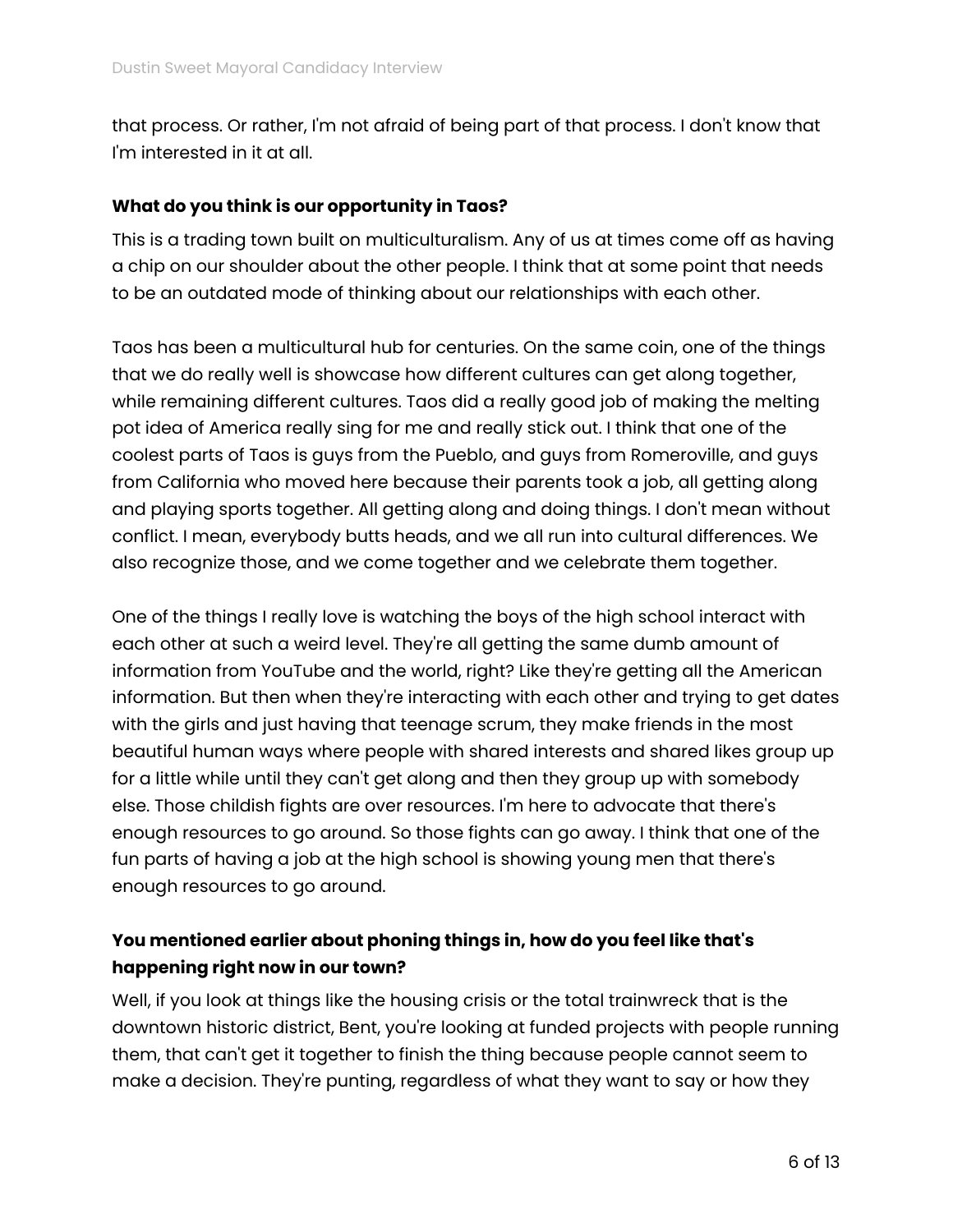that process. Or rather, I'm not afraid of being part of that process. I don't know that I'm interested in it at all.

**What do you think is our opportunity in Taos?**

This is a trading town built on multiculturalism. Any of us at times come off as having a chip on our shoulder about the other people. I think that at some point that needs to be an outdated mode of thinking about our relationships with each other.

Taos has been a multicultural hub for centuries. On the same coin, one of the things that we do really well is showcase how different cultures can get along together, while remaining different cultures. Taos did a really good job of making the melting pot idea of America really sing for me and really stick out. I think that one of the coolest parts of Taos is guys from the Pueblo, and guys from Romeroville, and guys from California who moved here because their parents took a job, all getting along and playing sports together. All getting along and doing things. I don't mean without conflict. I mean, everybody butts heads, and we all run into cultural differences. We also recognize those, and we come together and we celebrate them together.

One of the things I really love is watching the boys of the high school interact with each other at such a weird level. They're all getting the same dumb amount of information from YouTube and the world, right? Like they're getting all the American information. But then when they're interacting with each other and trying to get dates with the girls and just having that teenage scrum, they make friends in the most beautiful human ways where people with shared interests and shared likes group up for a little while until they can't get along and then they group up with somebody else. Those childish fights are over resources. I'm here to advocate that there's enough resources to go around. So those fights can go away. I think that one of the fun parts of having a job at the high school is showing young men that there's enough resources to go around.

**You mentioned earlier about phoning things in, how do you feel like that's happening right now in our town?**

Well, if you look at things like the housing crisis or the total trainwreck that is the downtown historic district, Bent, you're looking at funded projects with people running them, that can't get it together to finish the thing because people cannot seem to make a decision. They're punting, regardless of what they want to say or how they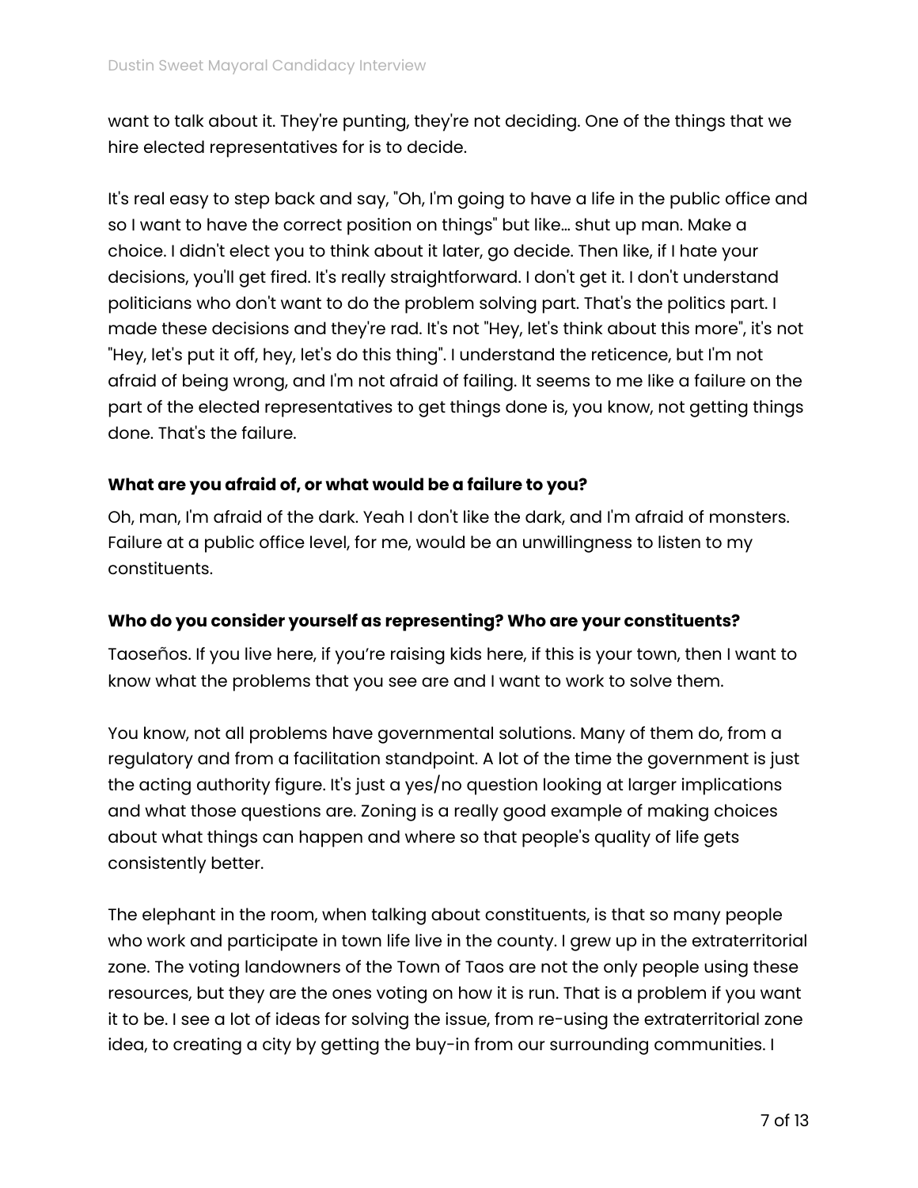want to talk about it. They're punting, they're not deciding. One of the things that we hire elected representatives for is to decide.

It's real easy to step back and say, "Oh, I'm going to have a life in the public office and so I want to have the correct position on things" but like… shut up man. Make a choice. I didn't elect you to think about it later, go decide. Then like, if I hate your decisions, you'll get fired. It's really straightforward. I don't get it. I don't understand politicians who don't want to do the problem solving part. That's the politics part. I made these decisions and they're rad. It's not "Hey, let's think about this more", it's not "Hey, let's put it off, hey, let's do this thing". I understand the reticence, but I'm not afraid of being wrong, and I'm not afraid of failing. It seems to me like a failure on the part of the elected representatives to get things done is, you know, not getting things done. That's the failure.

**What are you afraid of, or what would be a failure to you?**

Oh, man, I'm afraid of the dark. Yeah I don't like the dark, and I'm afraid of monsters. Failure at a public office level, for me, would be an unwillingness to listen to my constituents.

**Who do you consider yourself as representing? Who are your constituents?**

Taoseños. If you live here, if you're raising kids here, if this is your town, then I want to know what the problems that you see are and I want to work to solve them.

You know, not all problems have governmental solutions. Many of them do, from a regulatory and from a facilitation standpoint. A lot of the time the government is just the acting authority figure. It's just a yes/no question looking at larger implications and what those questions are. Zoning is a really good example of making choices about what things can happen and where so that people's quality of life gets consistently better.

The elephant in the room, when talking about constituents, is that so many people who work and participate in town life live in the county. I grew up in the extraterritorial zone. The voting landowners of the Town of Taos are not the only people using these resources, but they are the ones voting on how it is run. That is a problem if you want it to be. I see a lot of ideas for solving the issue, from re-using the extraterritorial zone idea, to creating a city by getting the buy-in from our surrounding communities. I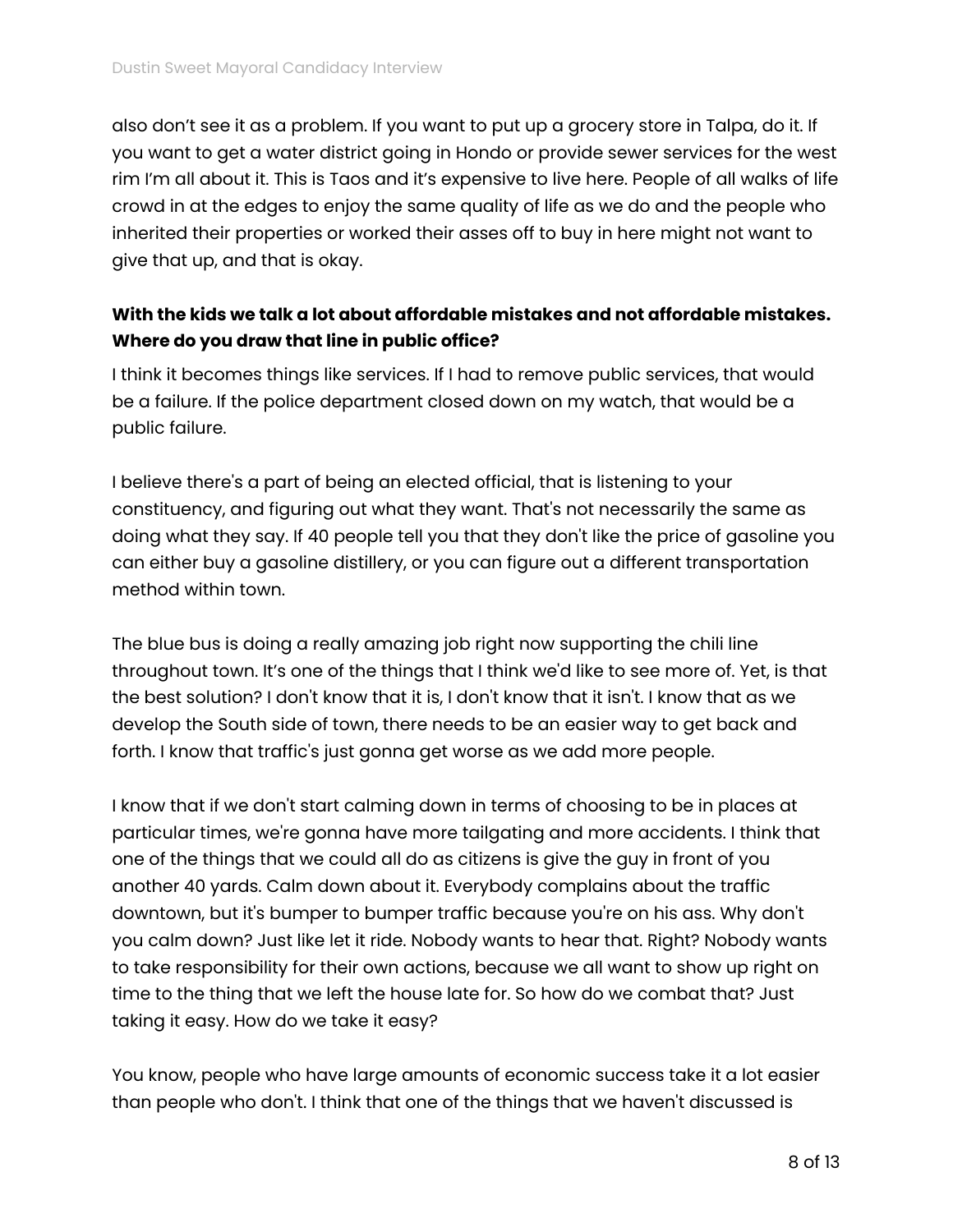also don't see it as a problem. If you want to put up a grocery store in Talpa, do it. If you want to get a water district going in Hondo or provide sewer services for the west rim I'm all about it. This is Taos and it's expensive to live here. People of all walks of life crowd in at the edges to enjoy the same quality of life as we do and the people who inherited their properties or worked their asses off to buy in here might not want to give that up, and that is okay.

**With the kids we talk a lot about affordable mistakes and not affordable mistakes. Where do you draw that line in public office?**

I think it becomes things like services. If I had to remove public services, that would be a failure. If the police department closed down on my watch, that would be a public failure.

I believe there's a part of being an elected official, that is listening to your constituency, and figuring out what they want. That's not necessarily the same as doing what they say. If 40 people tell you that they don't like the price of gasoline you can either buy a gasoline distillery, or you can figure out a different transportation method within town.

The blue bus is doing a really amazing job right now supporting the chili line throughout town. It's one of the things that I think we'd like to see more of. Yet, is that the best solution? I don't know that it is, I don't know that it isn't. I know that as we develop the South side of town, there needs to be an easier way to get back and forth. I know that traffic's just gonna get worse as we add more people.

I know that if we don't start calming down in terms of choosing to be in places at particular times, we're gonna have more tailgating and more accidents. I think that one of the things that we could all do as citizens is give the guy in front of you another 40 yards. Calm down about it. Everybody complains about the traffic downtown, but it's bumper to bumper traffic because you're on his ass. Why don't you calm down? Just like let it ride. Nobody wants to hear that. Right? Nobody wants to take responsibility for their own actions, because we all want to show up right on time to the thing that we left the house late for. So how do we combat that? Just taking it easy. How do we take it easy?

You know, people who have large amounts of economic success take it a lot easier than people who don't. I think that one of the things that we haven't discussed is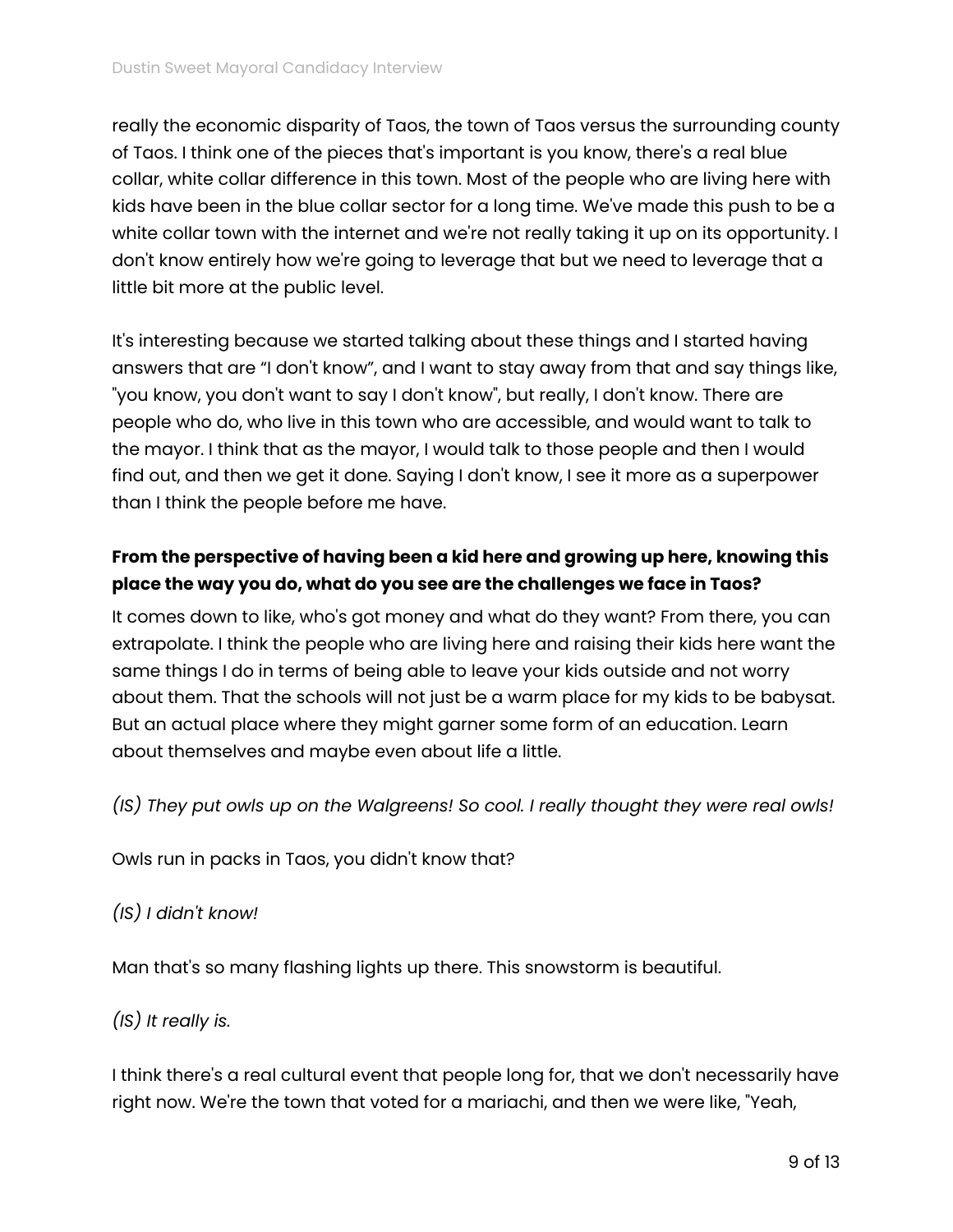really the economic disparity of Taos, the town of Taos versus the surrounding county of Taos. I think one of the pieces that's important is you know, there's a real blue collar, white collar difference in this town. Most of the people who are living here with kids have been in the blue collar sector for a long time. We've made this push to be a white collar town with the internet and we're not really taking it up on its opportunity. I don't know entirely how we're going to leverage that but we need to leverage that a little bit more at the public level.

It's interesting because we started talking about these things and I started having answers that are "I don't know", and I want to stay away from that and say things like, "you know, you don't want to say I don't know", but really, I don't know. There are people who do, who live in this town who are accessible, and would want to talk to the mayor. I think that as the mayor, I would talk to those people and then I would find out, and then we get it done. Saying I don't know, I see it more as a superpower than I think the people before me have.

**From the perspective of having been a kid here and growing up here, knowing this place the way you do, what do you see are the challenges we face in Taos?**

It comes down to like, who's got money and what do they want? From there, you can extrapolate. I think the people who are living here and raising their kids here want the same things I do in terms of being able to leave your kids outside and not worry about them. That the schools will not just be a warm place for my kids to be babysat. But an actual place where they might garner some form of an education. Learn about themselves and maybe even about life a little.

*(IS) They put owls up on the Walgreens! So cool. I really thought they were real owls!*

Owls run in packs in Taos, you didn't know that?

*(IS) I didn't know!*

Man that's so many flashing lights up there. This snowstorm is beautiful.

*(IS) It really is.*

I think there's a real cultural event that people long for, that we don't necessarily have right now. We're the town that voted for a mariachi, and then we were like, "Yeah,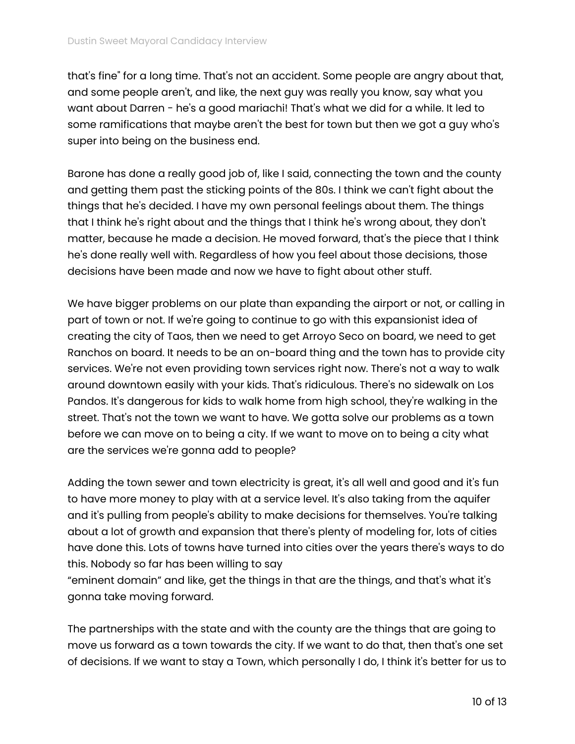that's fine" for a long time. That's not an accident. Some people are angry about that, and some people aren't, and like, the next guy was really you know, say what you want about Darren - he's a good mariachi! That's what we did for a while. It led to some ramifications that maybe aren't the best for town but then we got a guy who's super into being on the business end.

Barone has done a really good job of, like I said, connecting the town and the county and getting them past the sticking points of the 80s. I think we can't fight about the things that he's decided. I have my own personal feelings about them. The things that I think he's right about and the things that I think he's wrong about, they don't matter, because he made a decision. He moved forward, that's the piece that I think he's done really well with. Regardless of how you feel about those decisions, those decisions have been made and now we have to fight about other stuff.

We have bigger problems on our plate than expanding the airport or not, or calling in part of town or not. If we're going to continue to go with this expansionist idea of creating the city of Taos, then we need to get Arroyo Seco on board, we need to get Ranchos on board. It needs to be an on-board thing and the town has to provide city services. We're not even providing town services right now. There's not a way to walk around downtown easily with your kids. That's ridiculous. There's no sidewalk on Los Pandos. It's dangerous for kids to walk home from high school, they're walking in the street. That's not the town we want to have. We gotta solve our problems as a town before we can move on to being a city. If we want to move on to being a city what are the services we're gonna add to people?

Adding the town sewer and town electricity is great, it's all well and good and it's fun to have more money to play with at a service level. It's also taking from the aquifer and it's pulling from people's ability to make decisions for themselves. You're talking about a lot of growth and expansion that there's plenty of modeling for, lots of cities have done this. Lots of towns have turned into cities over the years there's ways to do this. Nobody so far has been willing to say "eminent domain" and like, get the things in that are the things, and that's what it's gonna take moving forward.

The partnerships with the state and with the county are the things that are going to move us forward as a town towards the city. If we want to do that, then that's one set of decisions. If we want to stay a Town, which personally I do, I think it's better for us to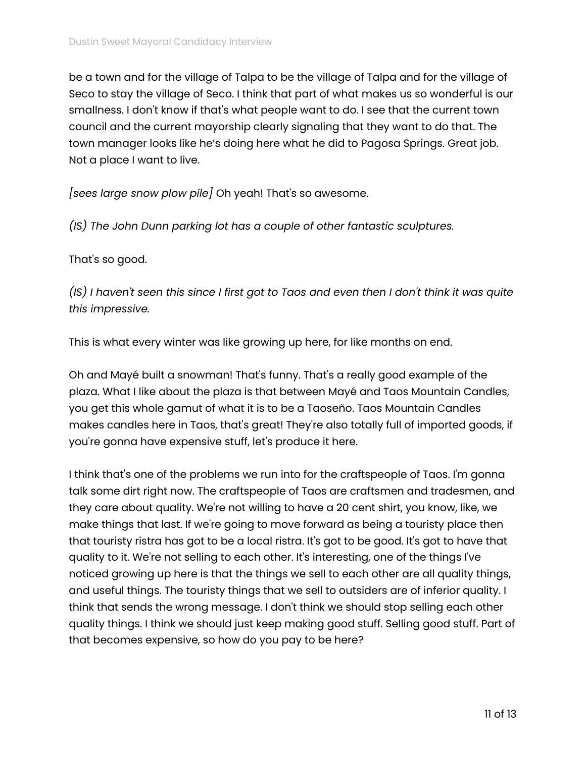be a town and for the village of Talpa to be the village of Talpa and for the village of Seco to stay the village of Seco. I think that part of what makes us so wonderful is our smallness. I don't know if that's what people want to do. I see that the current town council and the current mayorship clearly signaling that they want to do that. The town manager looks like he's doing here what he did to Pagosa Springs. Great job. Not a place I want to live.

*[sees large snow plow pile]* Oh yeah! That's so awesome.

*(IS) The John Dunn parking lot has a couple of other fantastic sculptures.*

That's so good.

*(IS) I haven't seen this since I first got to Taos and even then I don't think it was quite this impressive.*

This is what every winter was like growing up here, for like months on end.

Oh and Mayé built a snowman! That's funny. That's a really good example of the plaza. What I like about the plaza is that between Mayé and Taos Mountain Candles, you get this whole gamut of what it is to be a Taoseño. Taos Mountain Candles makes candles here in Taos, that's great! They're also totally full of imported goods, if you're gonna have expensive stuff, let's produce it here.

I think that's one of the problems we run into for the craftspeople of Taos. I'm gonna talk some dirt right now. The craftspeople of Taos are craftsmen and tradesmen, and they care about quality. We're not willing to have a 20 cent shirt, you know, like, we make things that last. If we're going to move forward as being a touristy place then that touristy ristra has got to be a local ristra. It's got to be good. It's got to have that quality to it. We're not selling to each other. It's interesting, one of the things I've noticed growing up here is that the things we sell to each other are all quality things, and useful things. The touristy things that we sell to outsiders are of inferior quality. I think that sends the wrong message. I don't think we should stop selling each other quality things. I think we should just keep making good stuff. Selling good stuff. Part of that becomes expensive, so how do you pay to be here?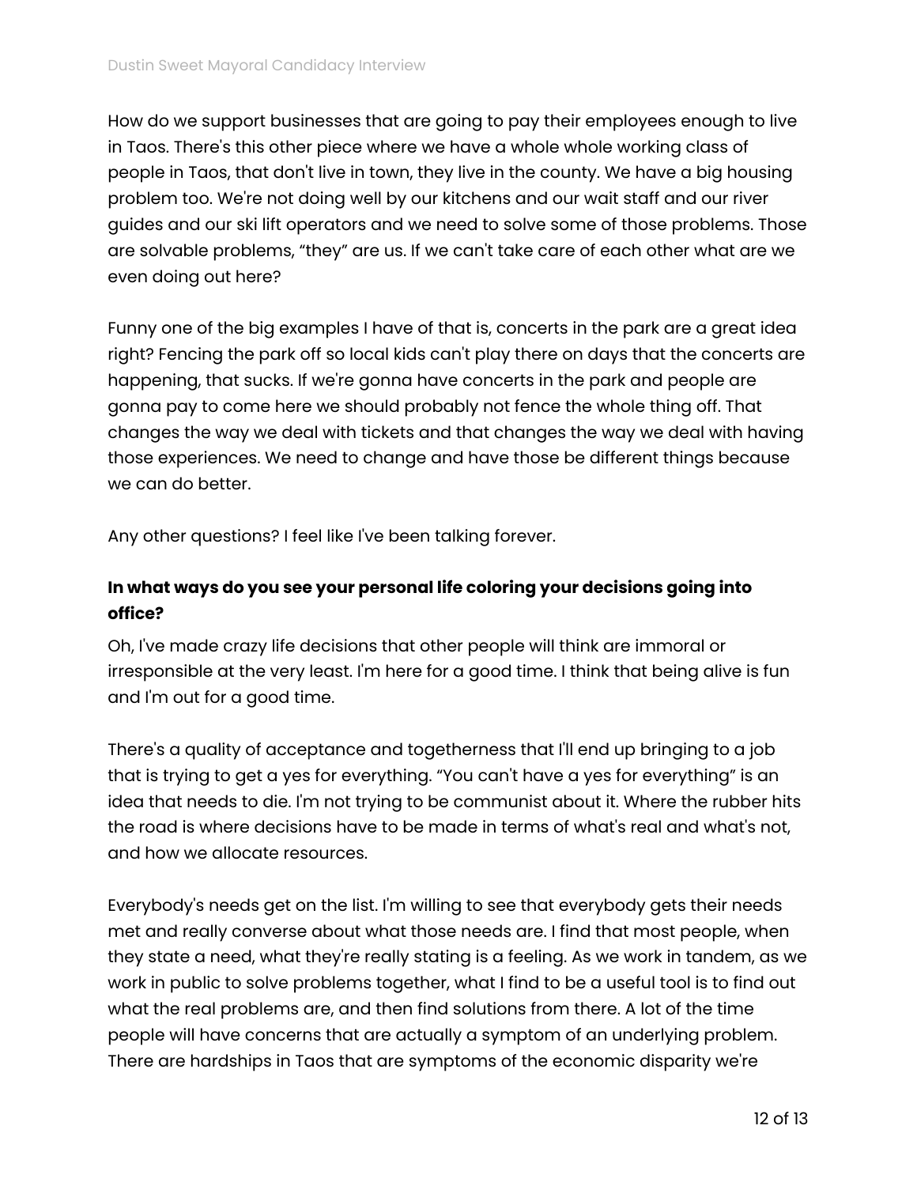How do we support businesses that are going to pay their employees enough to live in Taos. There's this other piece where we have a whole whole working class of people in Taos, that don't live in town, they live in the county. We have a big housing problem too. We're not doing well by our kitchens and our wait staff and our river guides and our ski lift operators and we need to solve some of those problems. Those are solvable problems, "they" are us. If we can't take care of each other what are we even doing out here?

Funny one of the big examples I have of that is, concerts in the park are a great idea right? Fencing the park off so local kids can't play there on days that the concerts are happening, that sucks. If we're gonna have concerts in the park and people are gonna pay to come here we should probably not fence the whole thing off. That changes the way we deal with tickets and that changes the way we deal with having those experiences. We need to change and have those be different things because we can do better.

Any other questions? I feel like I've been talking forever.

**In what ways do you see your personal life coloring your decisions going into office?**

Oh, I've made crazy life decisions that other people will think are immoral or irresponsible at the very least. I'm here for a good time. I think that being alive is fun and I'm out for a good time.

There's a quality of acceptance and togetherness that I'll end up bringing to a job that is trying to get a yes for everything. "You can't have a yes for everything" is an idea that needs to die. I'm not trying to be communist about it. Where the rubber hits the road is where decisions have to be made in terms of what's real and what's not, and how we allocate resources.

Everybody's needs get on the list. I'm willing to see that everybody gets their needs met and really converse about what those needs are. I find that most people, when they state a need, what they're really stating is a feeling. As we work in tandem, as we work in public to solve problems together, what I find to be a useful tool is to find out what the real problems are, and then find solutions from there. A lot of the time people will have concerns that are actually a symptom of an underlying problem. There are hardships in Taos that are symptoms of the economic disparity we're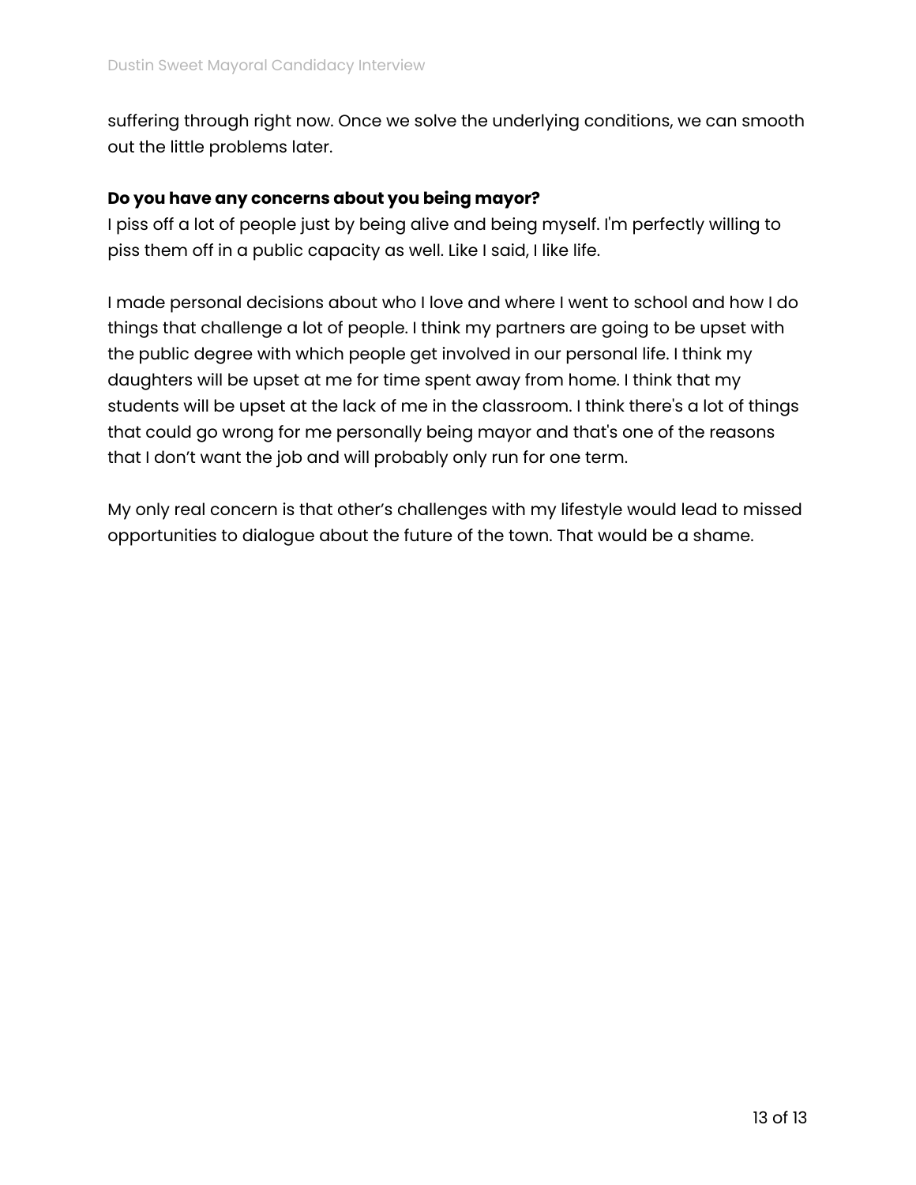suffering through right now. Once we solve the underlying conditions, we can smooth out the little problems later.

**Do you have any concerns about you being mayor?**
I piss off a lot of people just by being alive and being myself. I'm perfectly willing to piss them off in a public capacity as well. Like I said, I like life.

I made personal decisions about who I love and where I went to school and how I do things that challenge a lot of people. I think my partners are going to be upset with the public degree with which people get involved in our personal life. I think my daughters will be upset at me for time spent away from home. I think that my students will be upset at the lack of me in the classroom. I think there's a lot of things that could go wrong for me personally being mayor and that's one of the reasons that I don't want the job and will probably only run for one term.

My only real concern is that other's challenges with my lifestyle would lead to missed opportunities to dialogue about the future of the town. That would be a shame.